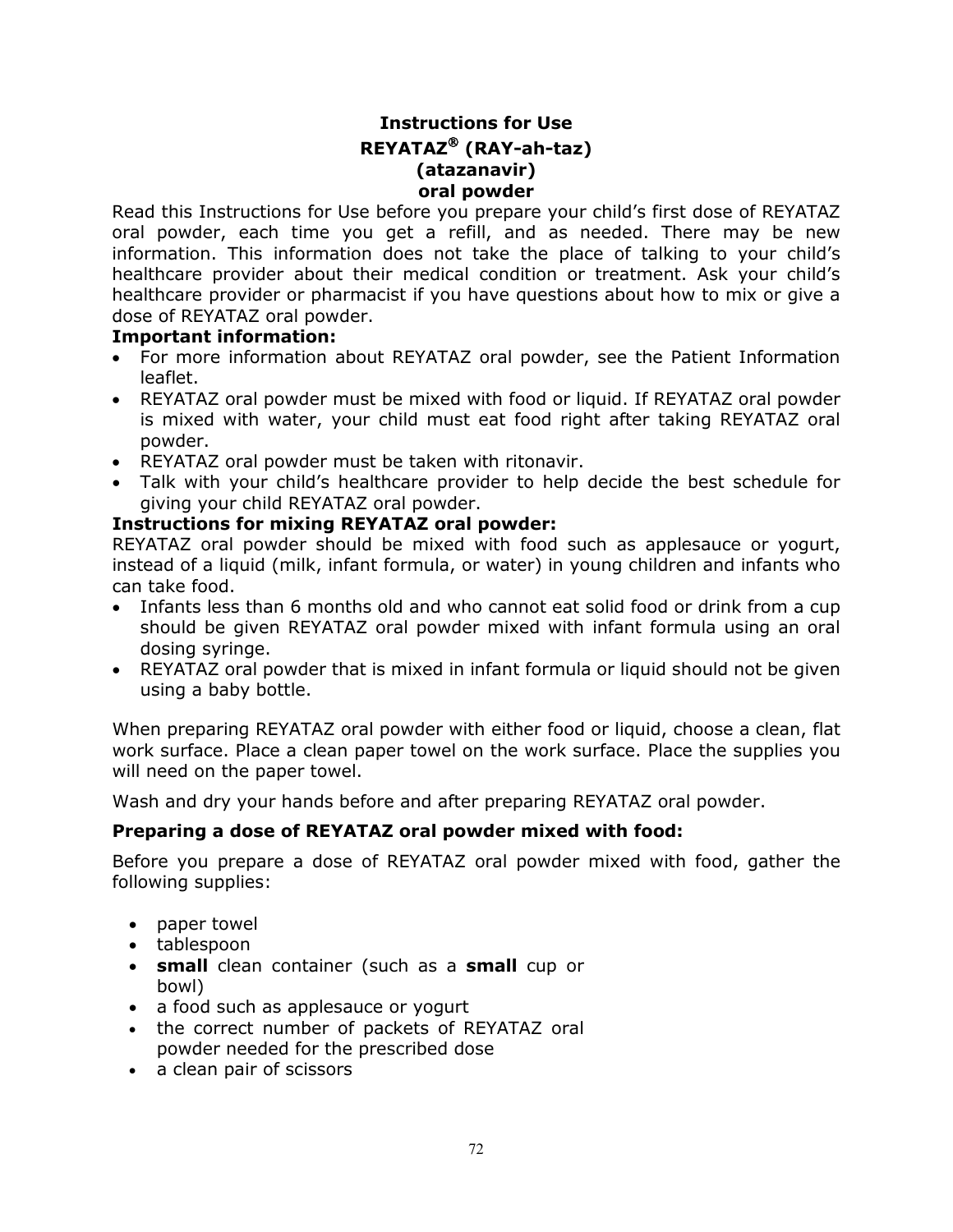# Instructions for Use
# REYATAZ® (RAY-ah-taz)
# (atazanavir)
# oral powder

Read this Instructions for Use before you prepare your child's first dose of REYATAZ oral powder, each time you get a refill, and as needed. There may be new information. This information does not take the place of talking to your child's healthcare provider about their medical condition or treatment. Ask your child's healthcare provider or pharmacist if you have questions about how to mix or give a dose of REYATAZ oral powder.

**Important information:**

- For more information about REYATAZ oral powder, see the Patient Information leaflet.
- REYATAZ oral powder must be mixed with food or liquid. If REYATAZ oral powder is mixed with water, your child must eat food right after taking REYATAZ oral powder.
- REYATAZ oral powder must be taken with ritonavir.
- Talk with your child's healthcare provider to help decide the best schedule for giving your child REYATAZ oral powder.

**Instructions for mixing REYATAZ oral powder:**

REYATAZ oral powder should be mixed with food such as applesauce or yogurt, instead of a liquid (milk, infant formula, or water) in young children and infants who can take food.

- Infants less than 6 months old and who cannot eat solid food or drink from a cup should be given REYATAZ oral powder mixed with infant formula using an oral dosing syringe.
- REYATAZ oral powder that is mixed in infant formula or liquid should not be given using a baby bottle.

When preparing REYATAZ oral powder with either food or liquid, choose a clean, flat work surface. Place a clean paper towel on the work surface. Place the supplies you will need on the paper towel.

Wash and dry your hands before and after preparing REYATAZ oral powder.

**Preparing a dose of REYATAZ oral powder mixed with food:**

Before you prepare a dose of REYATAZ oral powder mixed with food, gather the following supplies:

- paper towel
- tablespoon
- **small** clean container (such as a **small** cup or bowl)
- a food such as applesauce or yogurt
- the correct number of packets of REYATAZ oral powder needed for the prescribed dose
- a clean pair of scissors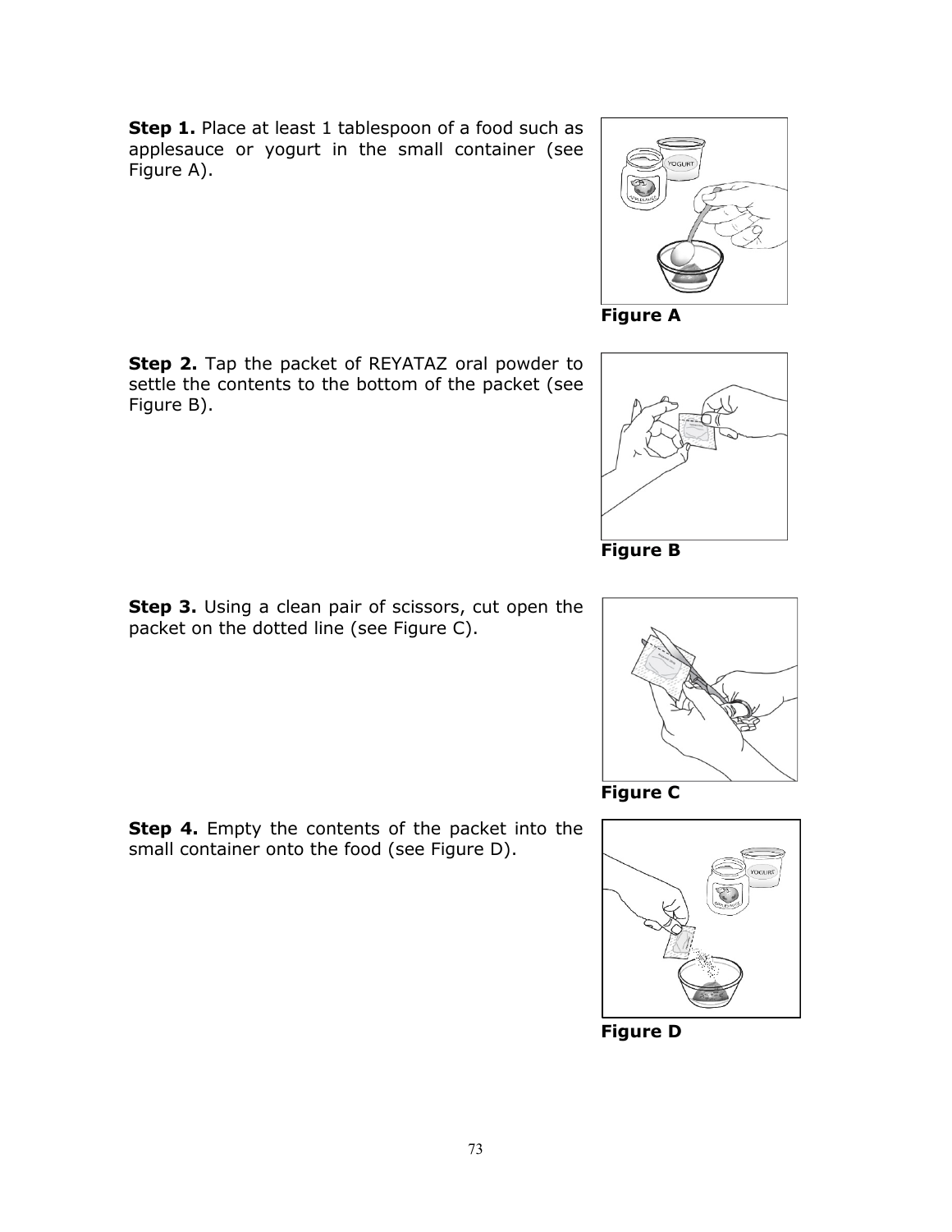**Step 1.** Place at least 1 tablespoon of a food such as applesauce or yogurt in the small container (see Figure A).

**Figure A**

**Step 2.** Tap the packet of REYATAZ oral powder to settle the contents to the bottom of the packet (see Figure B).

**Figure B**

**Step 3.** Using a clean pair of scissors, cut open the packet on the dotted line (see Figure C).

**Figure C**

**Step 4.** Empty the contents of the packet into the small container onto the food (see Figure D).

**Figure D**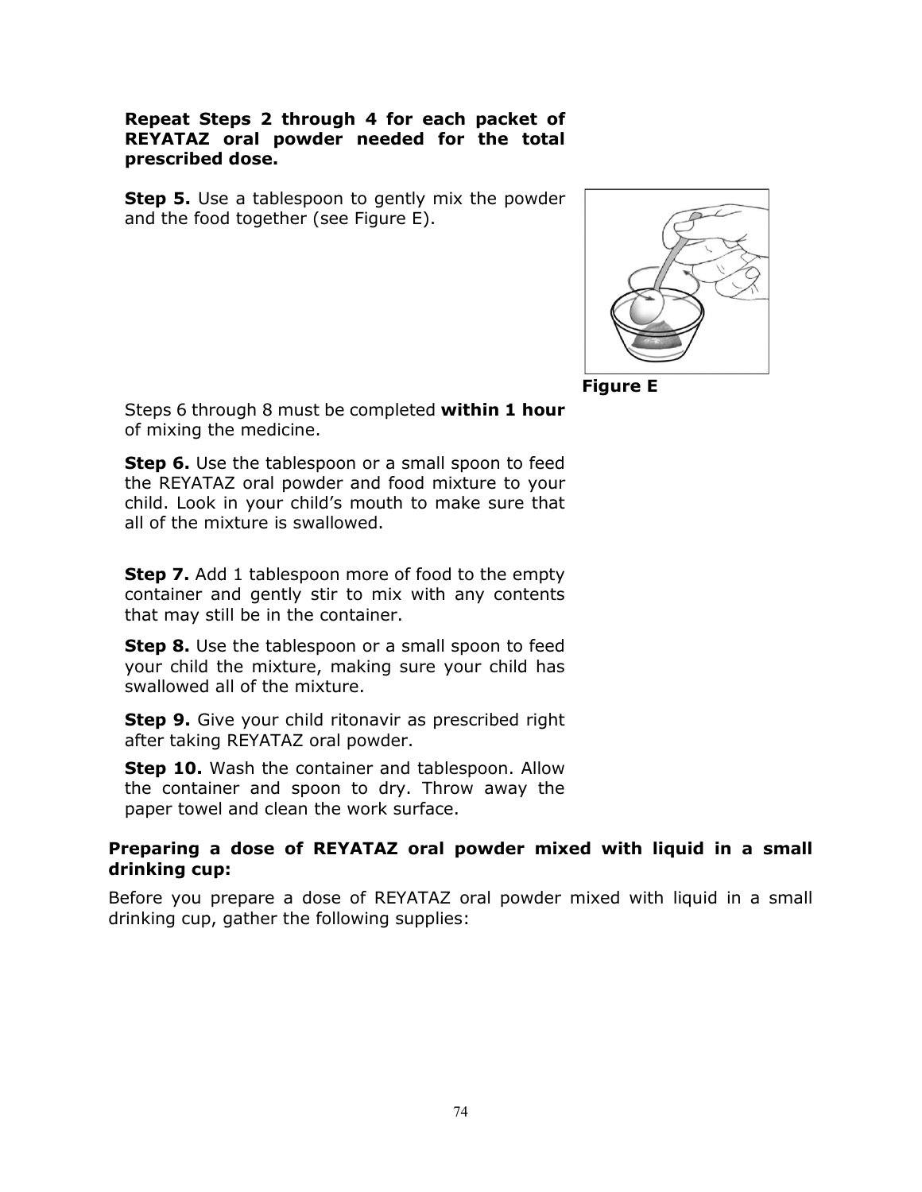**Repeat Steps 2 through 4 for each packet of REYATAZ oral powder needed for the total prescribed dose.**

**Step 5.** Use a tablespoon to gently mix the powder and the food together (see Figure E).

**Figure E**

Steps 6 through 8 must be completed **within 1 hour** of mixing the medicine.

**Step 6.** Use the tablespoon or a small spoon to feed the REYATAZ oral powder and food mixture to your child. Look in your child's mouth to make sure that all of the mixture is swallowed.

**Step 7.** Add 1 tablespoon more of food to the empty container and gently stir to mix with any contents that may still be in the container.

**Step 8.** Use the tablespoon or a small spoon to feed your child the mixture, making sure your child has swallowed all of the mixture.

**Step 9.** Give your child ritonavir as prescribed right after taking REYATAZ oral powder.

**Step 10.** Wash the container and tablespoon. Allow the container and spoon to dry. Throw away the paper towel and clean the work surface.

**Preparing a dose of REYATAZ oral powder mixed with liquid in a small drinking cup:**

Before you prepare a dose of REYATAZ oral powder mixed with liquid in a small drinking cup, gather the following supplies: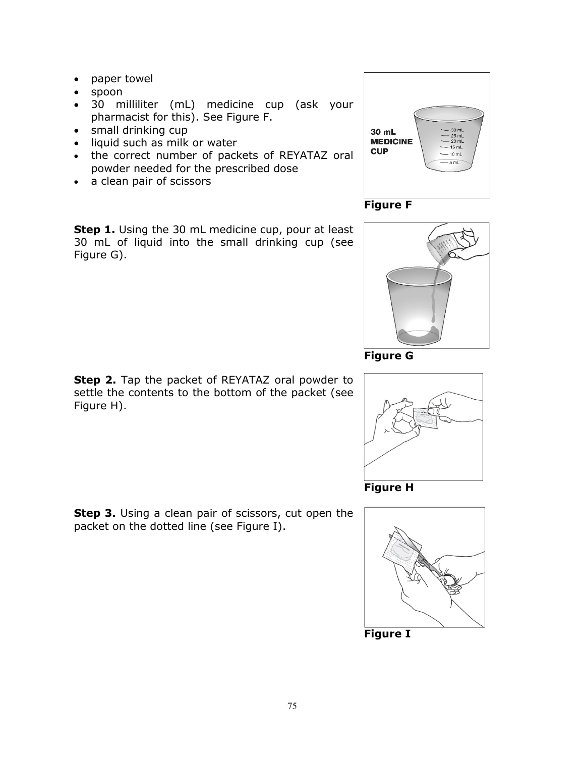- paper towel
- spoon
- 30 milliliter (mL) medicine cup (ask your pharmacist for this). See Figure F.
- small drinking cup
- liquid such as milk or water
- the correct number of packets of REYATAZ oral powder needed for the prescribed dose
- a clean pair of scissors

**Figure F**

**Step 1.** Using the 30 mL medicine cup, pour at least 30 mL of liquid into the small drinking cup (see Figure G).

**Figure G**

**Step 2.** Tap the packet of REYATAZ oral powder to settle the contents to the bottom of the packet (see Figure H).

**Figure H**

**Step 3.** Using a clean pair of scissors, cut open the packet on the dotted line (see Figure I).

**Figure I**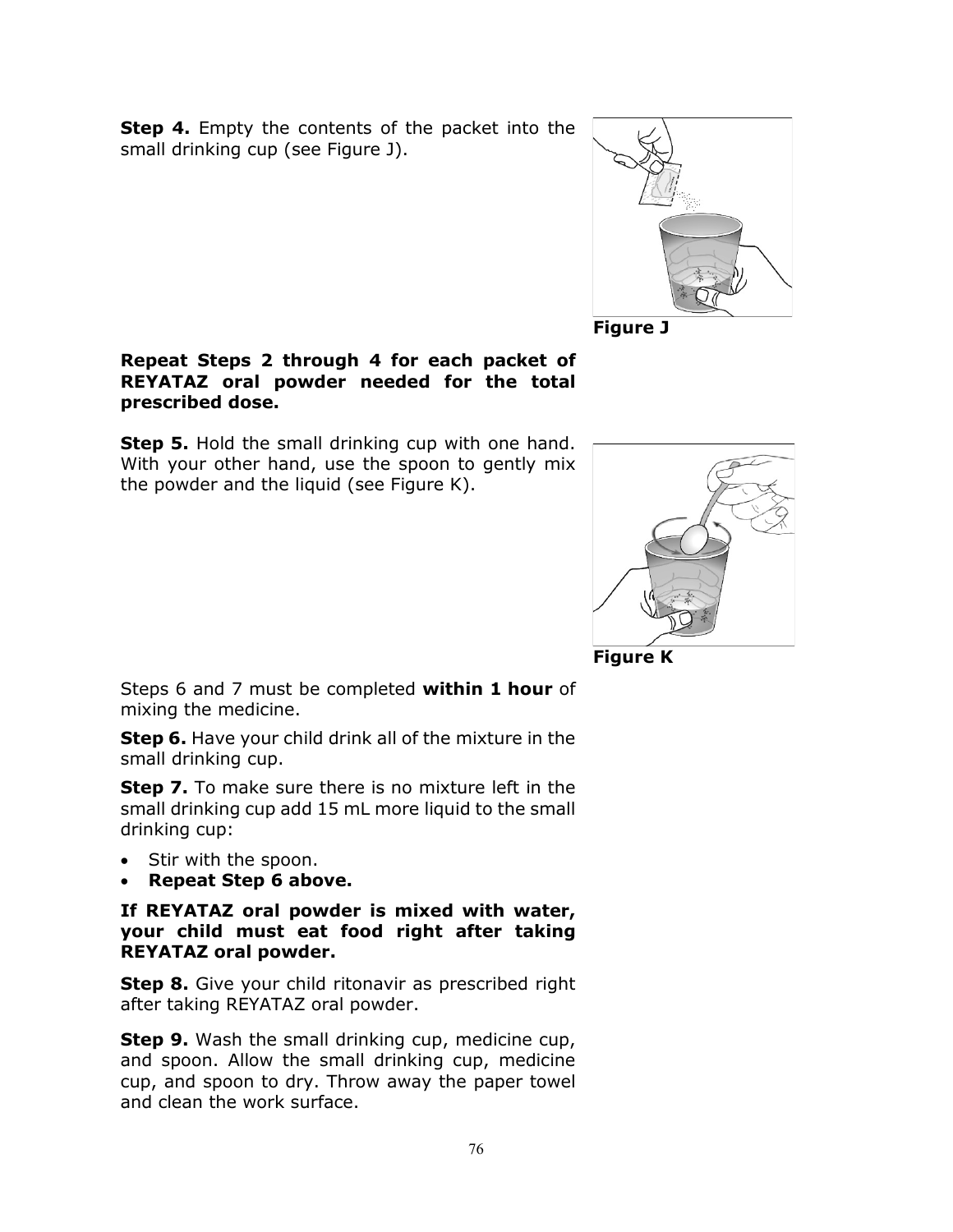**Step 4.** Empty the contents of the packet into the small drinking cup (see Figure J).

**Figure J**

**Repeat Steps 2 through 4 for each packet of REYATAZ oral powder needed for the total prescribed dose.**

**Step 5.** Hold the small drinking cup with one hand. With your other hand, use the spoon to gently mix the powder and the liquid (see Figure K).

**Figure K**

Steps 6 and 7 must be completed **within 1 hour** of mixing the medicine.

**Step 6.** Have your child drink all of the mixture in the small drinking cup.

**Step 7.** To make sure there is no mixture left in the small drinking cup add 15 mL more liquid to the small drinking cup:

- Stir with the spoon.
- **Repeat Step 6 above.**

**If REYATAZ oral powder is mixed with water, your child must eat food right after taking REYATAZ oral powder.**

**Step 8.** Give your child ritonavir as prescribed right after taking REYATAZ oral powder.

**Step 9.** Wash the small drinking cup, medicine cup, and spoon. Allow the small drinking cup, medicine cup, and spoon to dry. Throw away the paper towel and clean the work surface.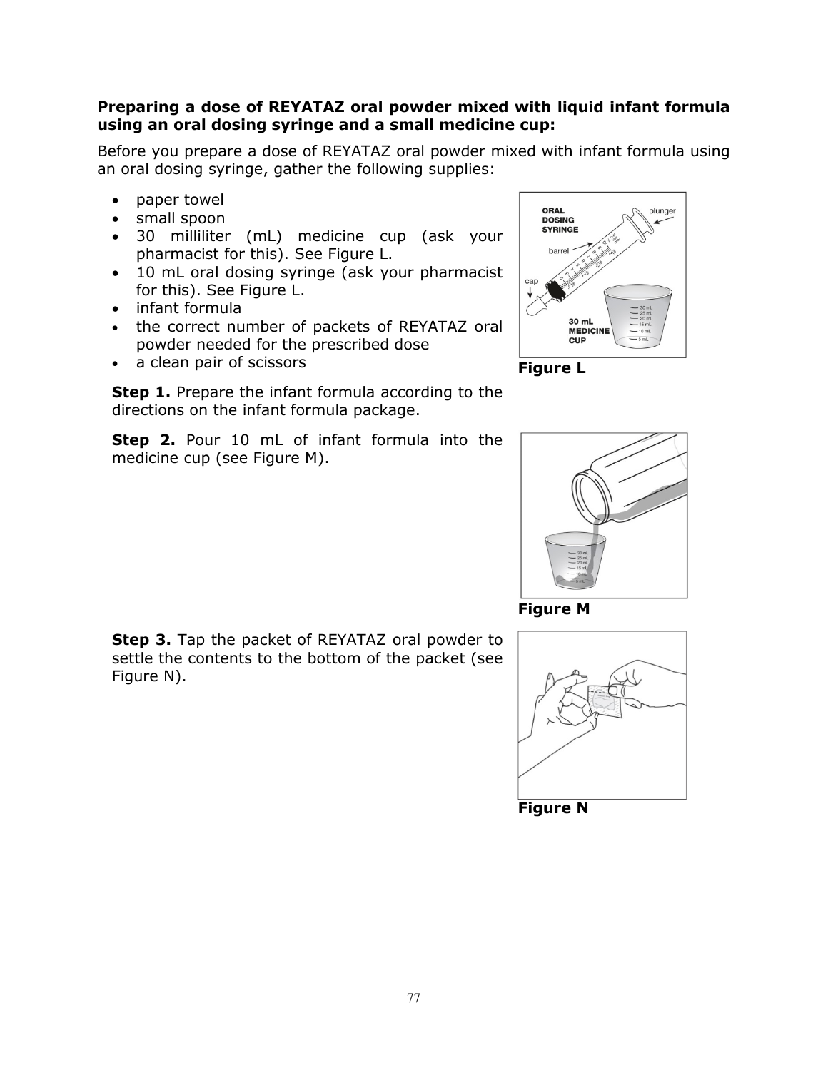**Preparing a dose of REYATAZ oral powder mixed with liquid infant formula using an oral dosing syringe and a small medicine cup:**

Before you prepare a dose of REYATAZ oral powder mixed with infant formula using an oral dosing syringe, gather the following supplies:

- paper towel
- small spoon
- 30 milliliter (mL) medicine cup (ask your pharmacist for this). See Figure L.
- 10 mL oral dosing syringe (ask your pharmacist for this). See Figure L.
- infant formula
- the correct number of packets of REYATAZ oral powder needed for the prescribed dose
- a clean pair of scissors

**Figure L**

**Step 1.** Prepare the infant formula according to the directions on the infant formula package.

**Step 2.** Pour 10 mL of infant formula into the medicine cup (see Figure M).

**Figure M**

**Step 3.** Tap the packet of REYATAZ oral powder to settle the contents to the bottom of the packet (see Figure N).

**Figure N**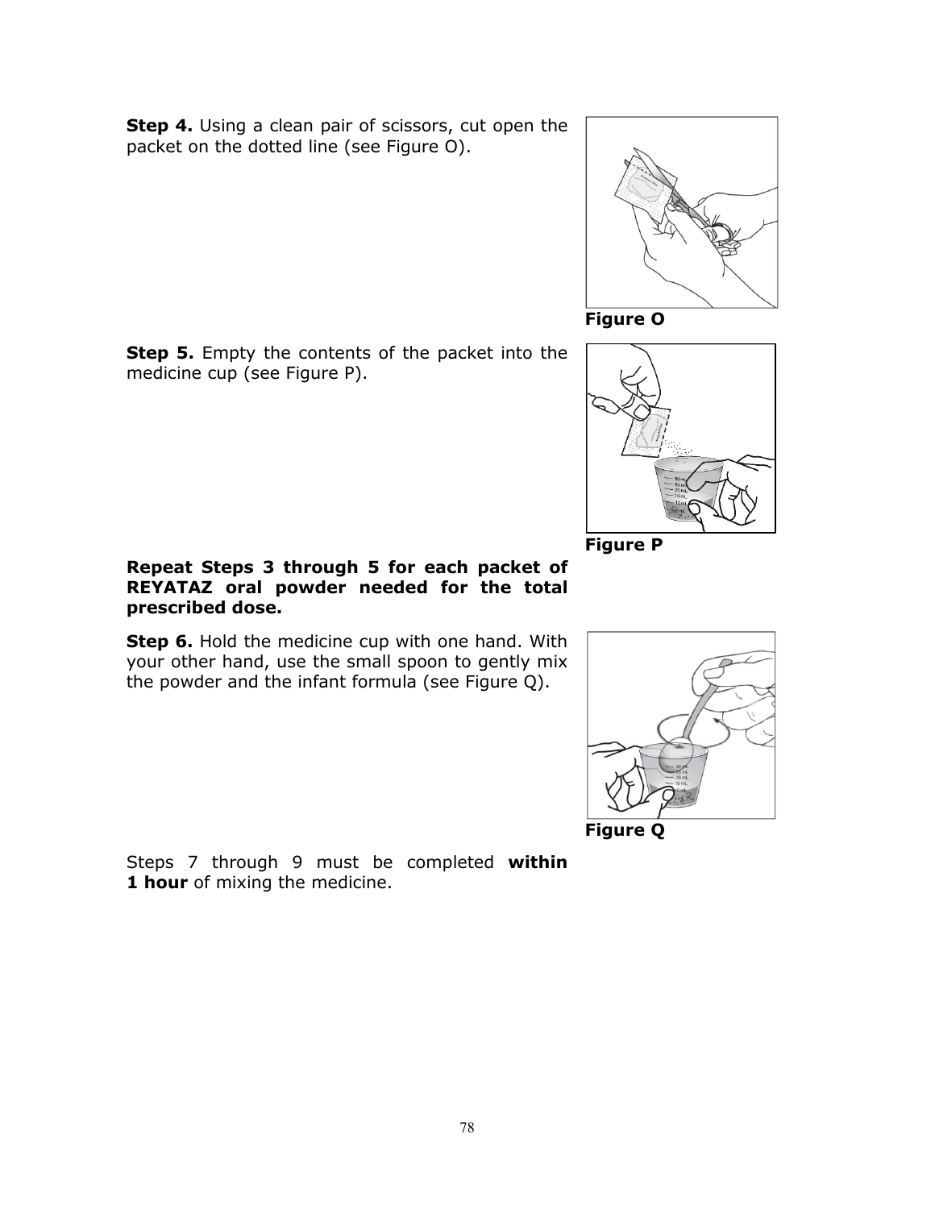**Step 4.** Using a clean pair of scissors, cut open the packet on the dotted line (see Figure O).

Figure O

**Step 5.** Empty the contents of the packet into the medicine cup (see Figure P).

Figure P

**Repeat Steps 3 through 5 for each packet of REYATAZ oral powder needed for the total prescribed dose.**

**Step 6.** Hold the medicine cup with one hand. With your other hand, use the small spoon to gently mix the powder and the infant formula (see Figure Q).

Figure Q

Steps 7 through 9 must be completed **within 1 hour** of mixing the medicine.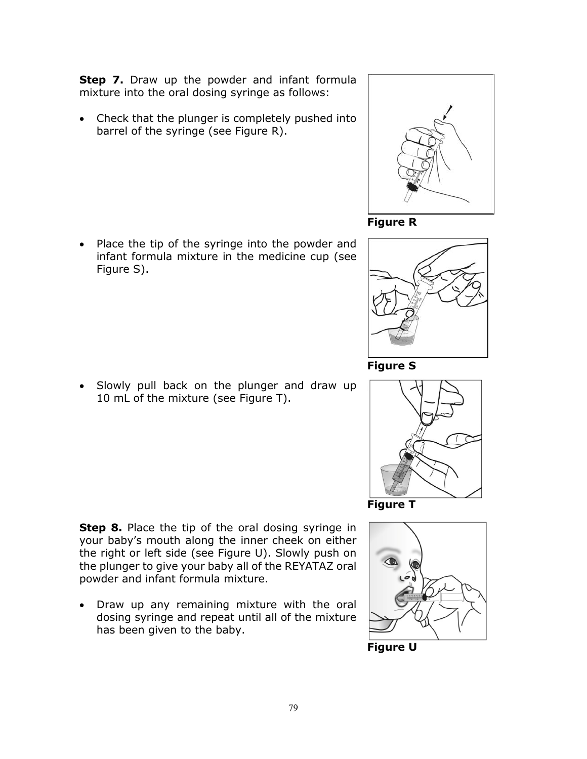**Step 7.** Draw up the powder and infant formula mixture into the oral dosing syringe as follows:

- Check that the plunger is completely pushed into barrel of the syringe (see Figure R).

Figure R

- Place the tip of the syringe into the powder and infant formula mixture in the medicine cup (see Figure S).

Figure S

- Slowly pull back on the plunger and draw up 10 mL of the mixture (see Figure T).

Figure T

**Step 8.** Place the tip of the oral dosing syringe in your baby's mouth along the inner cheek on either the right or left side (see Figure U). Slowly push on the plunger to give your baby all of the REYATAZ oral powder and infant formula mixture.

- Draw up any remaining mixture with the oral dosing syringe and repeat until all of the mixture has been given to the baby.

Figure U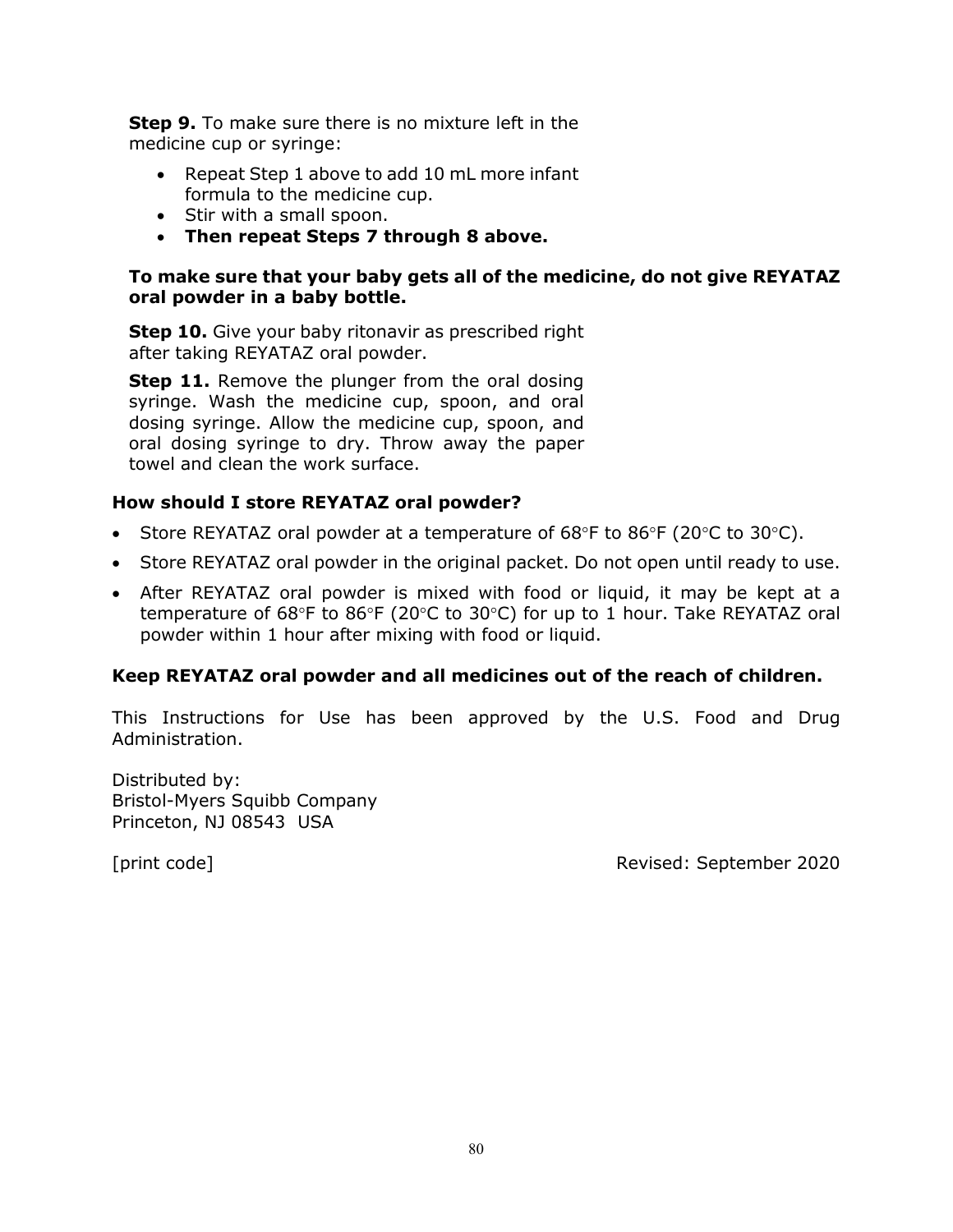**Step 9.** To make sure there is no mixture left in the medicine cup or syringe:

- Repeat Step 1 above to add 10 mL more infant formula to the medicine cup.
- Stir with a small spoon.
- **Then repeat Steps 7 through 8 above.**

**To make sure that your baby gets all of the medicine, do not give REYATAZ oral powder in a baby bottle.**

**Step 10.** Give your baby ritonavir as prescribed right after taking REYATAZ oral powder.

**Step 11.** Remove the plunger from the oral dosing syringe. Wash the medicine cup, spoon, and oral dosing syringe. Allow the medicine cup, spoon, and oral dosing syringe to dry. Throw away the paper towel and clean the work surface.

**How should I store REYATAZ oral powder?**

- Store REYATAZ oral powder at a temperature of 68°F to 86°F (20°C to 30°C).
- Store REYATAZ oral powder in the original packet. Do not open until ready to use.
- After REYATAZ oral powder is mixed with food or liquid, it may be kept at a temperature of 68°F to 86°F (20°C to 30°C) for up to 1 hour. Take REYATAZ oral powder within 1 hour after mixing with food or liquid.

**Keep REYATAZ oral powder and all medicines out of the reach of children.**

This Instructions for Use has been approved by the U.S. Food and Drug Administration.

Distributed by:
Bristol-Myers Squibb Company
Princeton, NJ 08543 USA

[print code] Revised: September 2020